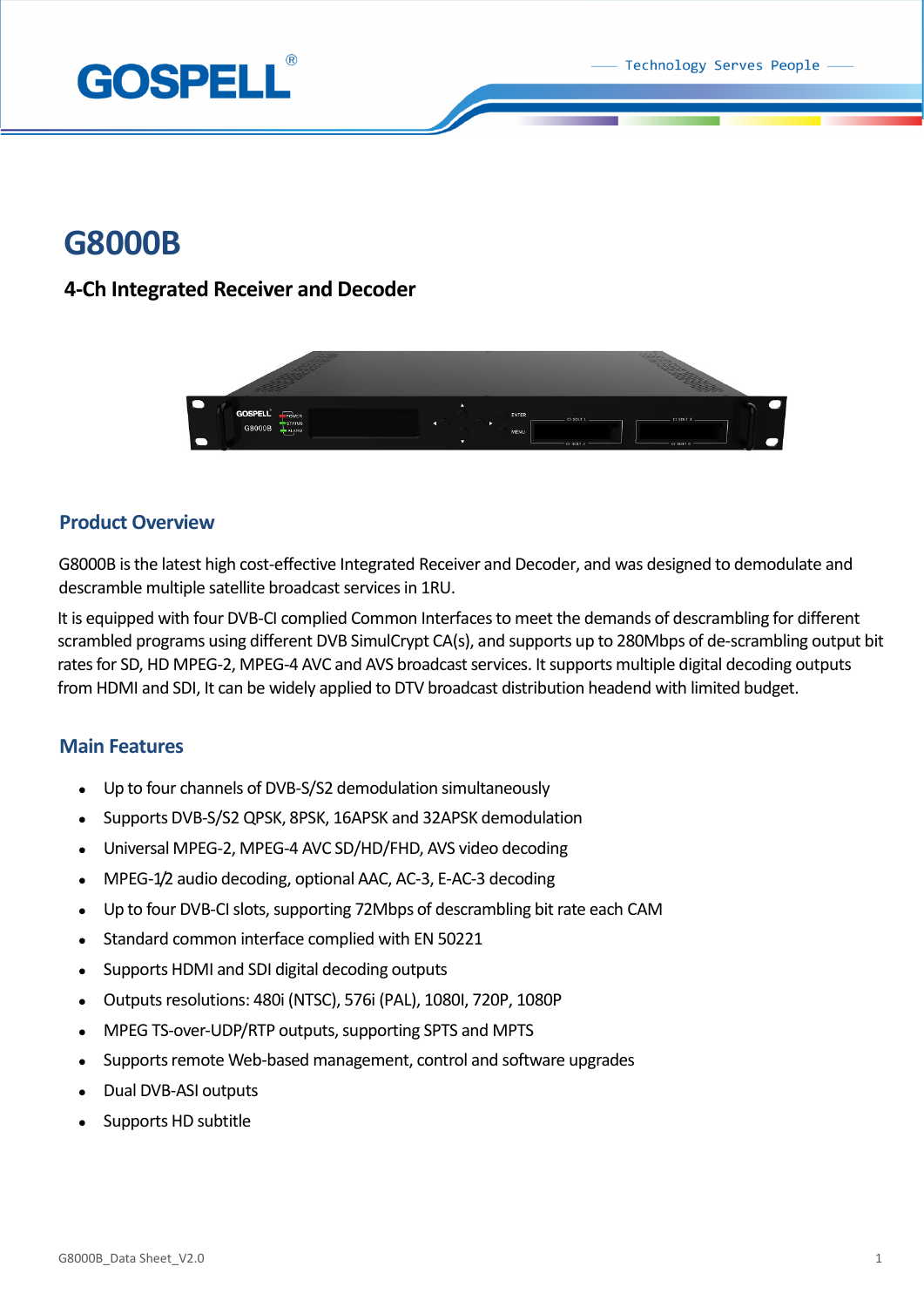# G8000B

## 4-Ch Integrated Receiver and Decoder

## Product Overview

G8000B is the latest high cost-effective Integrated Receiver and Decoder, and was designed to demodulate and descramble multiple satellite broadcast services in 1RU.

It is equipped with four DVB-CI complied Common Interfaces to meet the demands of descrambling for different scrambled programs using different DVB SimulCrypt CA(s), and supports up to 280Mbps of de-scrambling output bit rates for SD, HD MPEG-2, MPEG-4 AVC and AVS broadcast services. It supports multiple digital decoding outputs from HDMI and SDI, It can be widely applied to DTV broadcast distribution headend with limited budget.

## Main Features

- Up to four channels of DVB-S/S2 demodulation simultaneously
- Supports DVB-S/S2 QPSK, 8PSK, 16APSK and 32APSK demodulation
- Universal MPEG-2, MPEG-4 AVC SD/HD/FHD, AVS video decoding
- MPEG-1/2 audio decoding, optional AAC, AC-3, E-AC-3 decoding
- Up to four DVB-CI slots, supporting 72Mbps of descrambling bit rate each CAM
- Standard common interface complied with EN 50221
- Supports HDMI and SDI digital decoding outputs
- Outputs resolutions: 480i (NTSC), 576i (PAL), 1080I, 720P, 1080P
- MPEG TS-over-UDP/RTP outputs, supporting SPTS and MPTS
- Supports remote Web-based management, control and software upgrades
- Dual DVB-ASI outputs
- Supports HD subtitle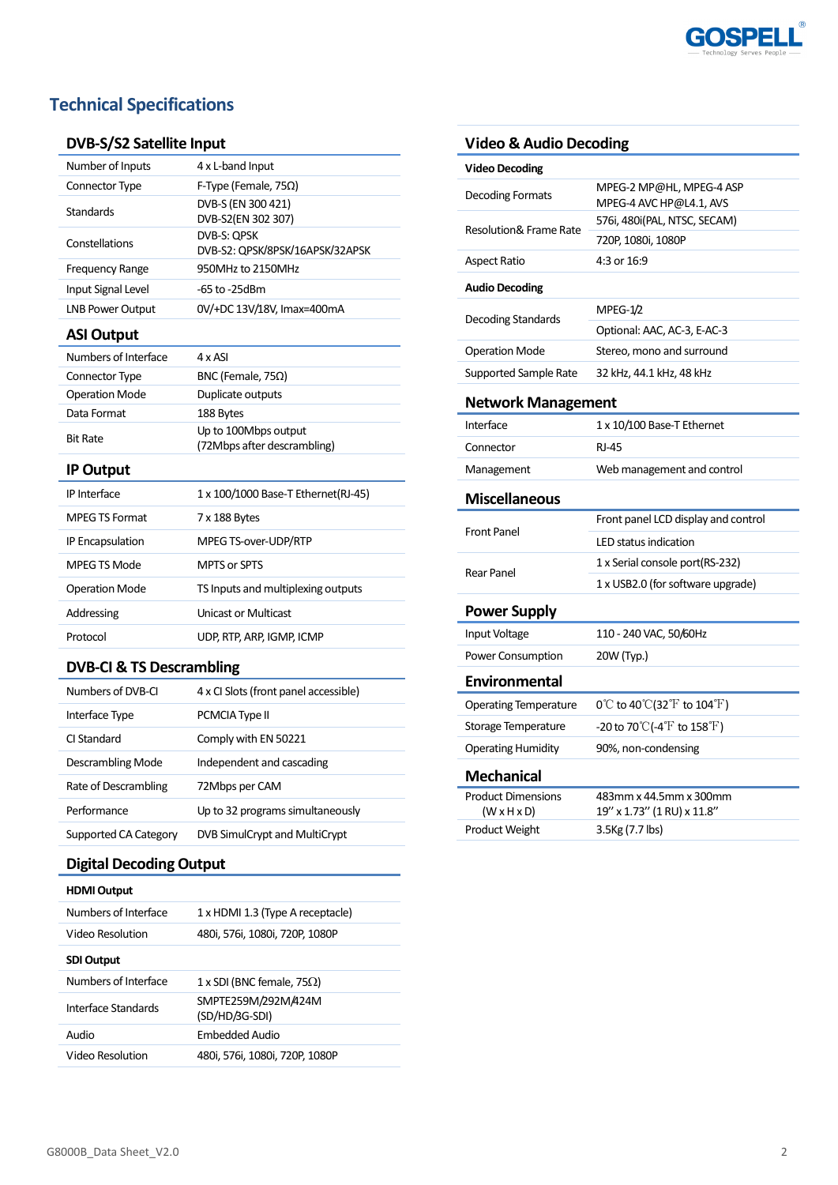# Technical Specifications

## DVB-S/S2 Satellite Input

| | |
|---|---|
| Number of Inputs | 4 x L-band Input |
| Connector Type | F-Type (Female, 75Ω) |
| Standards | DVB-S (EN 300 421)<br>DVB-S2(EN 302 307) |
| Constellations | DVB-S: QPSK<br>DVB-S2: QPSK/8PSK/16APSK/32APSK |
| Frequency Range | 950MHz to 2150MHz |
| Input Signal Level | -65 to -25dBm |
| LNB Power Output | 0V/+DC 13V/18V, Imax=400mA |

## ASI Output

| | |
|---|---|
| Numbers of Interface | 4 x ASI |
| Connector Type | BNC (Female, 75Ω) |
| Operation Mode | Duplicate outputs |
| Data Format | 188 Bytes |
| Bit Rate | Up to 100Mbps output<br>(72Mbps after descrambling) |

## IP Output

| | |
|---|---|
| IP Interface | 1 x 100/1000 Base-T Ethernet(RJ-45) |
| MPEG TS Format | 7 x 188 Bytes |
| IP Encapsulation | MPEG TS-over-UDP/RTP |
| MPEG TS Mode | MPTS or SPTS |
| Operation Mode | TS Inputs and multiplexing outputs |
| Addressing | Unicast or Multicast |
| Protocol | UDP, RTP, ARP, IGMP, ICMP |

## DVB-CI & TS Descrambling

| | |
|---|---|
| Numbers of DVB-CI | 4 x CI Slots (front panel accessible) |
| Interface Type | PCMCIA Type II |
| CI Standard | Comply with EN 50221 |
| Descrambling Mode | Independent and cascading |
| Rate of Descrambling | 72Mbps per CAM |
| Performance | Up to 32 programs simultaneously |
| Supported CA Category | DVB SimulCrypt and MultiCrypt |

## Digital Decoding Output

| | |
|---|---|
| **HDMI Output** | |
| Numbers of Interface | 1 x HDMI 1.3 (Type A receptacle) |
| Video Resolution | 480i, 576i, 1080i, 720P, 1080P |
| **SDI Output** | |
| Numbers of Interface | 1 x SDI (BNC female, 75Ω) |
| Interface Standards | SMPTE259M/292M/424M<br>(SD/HD/3G-SDI) |
| Audio | Embedded Audio |
| Video Resolution | 480i, 576i, 1080i, 720P, 1080P |

## Video & Audio Decoding

| | |
|---|---|
| **Video Decoding** | |
| Decoding Formats | MPEG-2 MP@HL, MPEG-4 ASP<br>MPEG-4 AVC HP@L4.1, AVS |
| Resolution& Frame Rate | 576i, 480i(PAL, NTSC, SECAM)<br>720P, 1080i, 1080P |
| Aspect Ratio | 4:3 or 16:9 |
| **Audio Decoding** | |
| Decoding Standards | MPEG-1/2<br>Optional: AAC, AC-3, E-AC-3 |
| Operation Mode | Stereo, mono and surround |
| Supported Sample Rate | 32 kHz, 44.1 kHz, 48 kHz |

## Network Management

| | |
|---|---|
| Interface | 1 x 10/100 Base-T Ethernet |
| Connector | RJ-45 |
| Management | Web management and control |

## Miscellaneous

| | |
|---|---|
| Front Panel | Front panel LCD display and control<br>LED status indication |
| Rear Panel | 1 x Serial console port(RS-232)<br>1 x USB2.0 (for software upgrade) |

## Power Supply

| | |
|---|---|
| Input Voltage | 110 - 240 VAC, 50/60Hz |
| Power Consumption | 20W (Typ.) |

## Environmental

| | |
|---|---|
| Operating Temperature | 0℃ to 40℃(32℉ to 104℉) |
| Storage Temperature | -20 to 70℃(-4℉ to 158℉) |
| Operating Humidity | 90%, non-condensing |

## Mechanical

| | |
|---|---|
| Product Dimensions<br>(W x H x D) | 483mm x 44.5mm x 300mm<br>19'' x 1.73'' (1 RU) x 11.8'' |
| Product Weight | 3.5Kg (7.7 lbs) |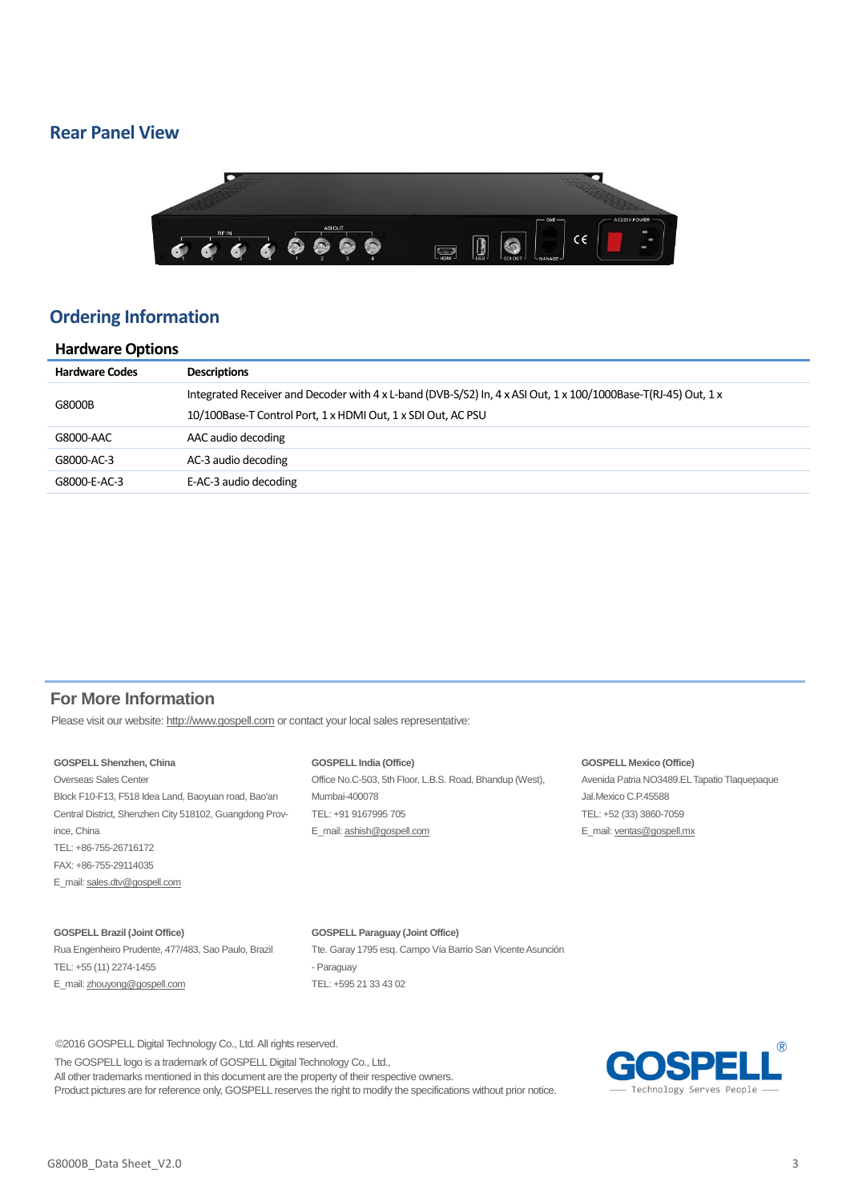## Rear Panel View

## Ordering Information

### Hardware Options

| Hardware Codes | Descriptions |
|---|---|
| G8000B | Integrated Receiver and Decoder with 4 x L-band (DVB-S/S2) In, 4 x ASI Out, 1 x 100/1000Base-T(RJ-45) Out, 1 x 10/100Base-T Control Port, 1 x HDMI Out, 1 x SDI Out, AC PSU |
| G8000-AAC | AAC audio decoding |
| G8000-AC-3 | AC-3 audio decoding |
| G8000-E-AC-3 | E-AC-3 audio decoding |

## For More Information

Please visit our website: http://www.gospell.com or contact your local sales representative:

**GOSPELL Shenzhen, China**
Overseas Sales Center
Block F10-F13, F518 Idea Land, Baoyuan road, Bao'an Central District, Shenzhen City 518102, Guangdong Province, China
TEL: +86-755-26716172
FAX: +86-755-29114035
E_mail: sales.dtv@gospell.com

**GOSPELL India (Office)**
Office No.C-503, 5th Floor, L.B.S. Road, Bhandup (West), Mumbai-400078
TEL: +91 9167995 705
E_mail: ashish@gospell.com

**GOSPELL Mexico (Office)**
Avenida Patria NO3489.EL Tapatio Tlaquepaque Jal.Mexico C.P.45588
TEL: +52 (33) 3860-7059
E_mail: ventas@gospell.mx

**GOSPELL Brazil (Joint Office)**
Rua Engenheiro Prudente, 477/483, Sao Paulo, Brazil
TEL: +55 (11) 2274-1455
E_mail: zhouyong@gospell.com

**GOSPELL Paraguay (Joint Office)**
Tte. Garay 1795 esq. Campo Vía Barrio San Vicente Asunción - Paraguay
TEL: +595 21 33 43 02

©2016 GOSPELL Digital Technology Co., Ltd. All rights reserved.

The GOSPELL logo is a trademark of GOSPELL Digital Technology Co., Ltd.,
All other trademarks mentioned in this document are the property of their respective owners.
Product pictures are for reference only, GOSPELL reserves the right to modify the specifications without prior notice.

GOSPELL® Technology Serves People